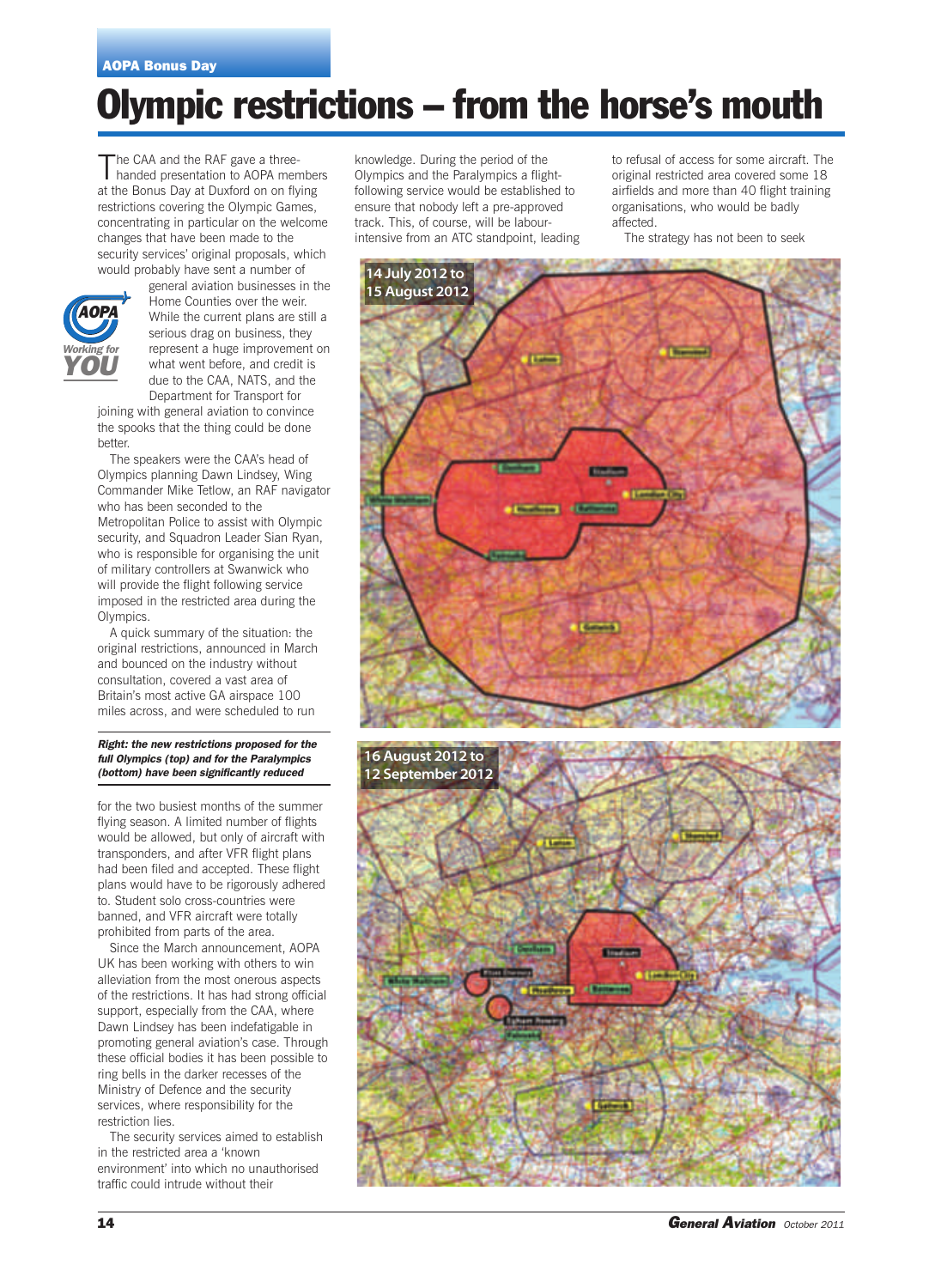AOPA Bonus Day

# Olympic restrictions – from the horse's mouth

The CAA and the RAF gave a three-handed presentation to AOPA members at the Bonus Day at Duxford on on flying restrictions covering the Olympic Games, concentrating in particular on the welcome changes that have been made to the security services' original proposals, which would probably have sent a number of general aviation businesses in the Home Counties over the weir. While the current plans are still a serious drag on business, they represent a huge improvement on what went before, and credit is due to the CAA, NATS, and the Department for Transport for joining with general aviation to convince the spooks that the thing could be done better.

The speakers were the CAA's head of Olympics planning Dawn Lindsey, Wing Commander Mike Tetlow, an RAF navigator who has been seconded to the Metropolitan Police to assist with Olympic security, and Squadron Leader Sian Ryan, who is responsible for organising the unit of military controllers at Swanwick who will provide the flight following service imposed in the restricted area during the Olympics.

A quick summary of the situation: the original restrictions, announced in March and bounced on the industry without consultation, covered a vast area of Britain's most active GA airspace 100 miles across, and were scheduled to run for the two busiest months of the summer flying season. A limited number of flights would be allowed, but only of aircraft with transponders, and after VFR flight plans had been filed and accepted. These flight plans would have to be rigorously adhered to. Student solo cross-countries were banned, and VFR aircraft were totally prohibited from parts of the area.

*Right: the new restrictions proposed for the full Olympics (top) and for the Paralympics (bottom) have been significantly reduced*

Since the March announcement, AOPA UK has been working with others to win alleviation from the most onerous aspects of the restrictions. It has had strong official support, especially from the CAA, where Dawn Lindsey has been indefatigable in promoting general aviation's case. Through these official bodies it has been possible to ring bells in the darker recesses of the Ministry of Defence and the security services, where responsibility for the restriction lies.

The security services aimed to establish in the restricted area a 'known environment' into which no unauthorised traffic could intrude without their knowledge. During the period of the Olympics and the Paralympics a flight-following service would be established to ensure that nobody left a pre-approved track. This, of course, will be labour-intensive from an ATC standpoint, leading to refusal of access for some aircraft. The original restricted area covered some 18 airfields and more than 40 flight training organisations, who would be badly affected.

The strategy has not been to seek

14 July 2012 to 15 August 2012

16 August 2012 to 12 September 2012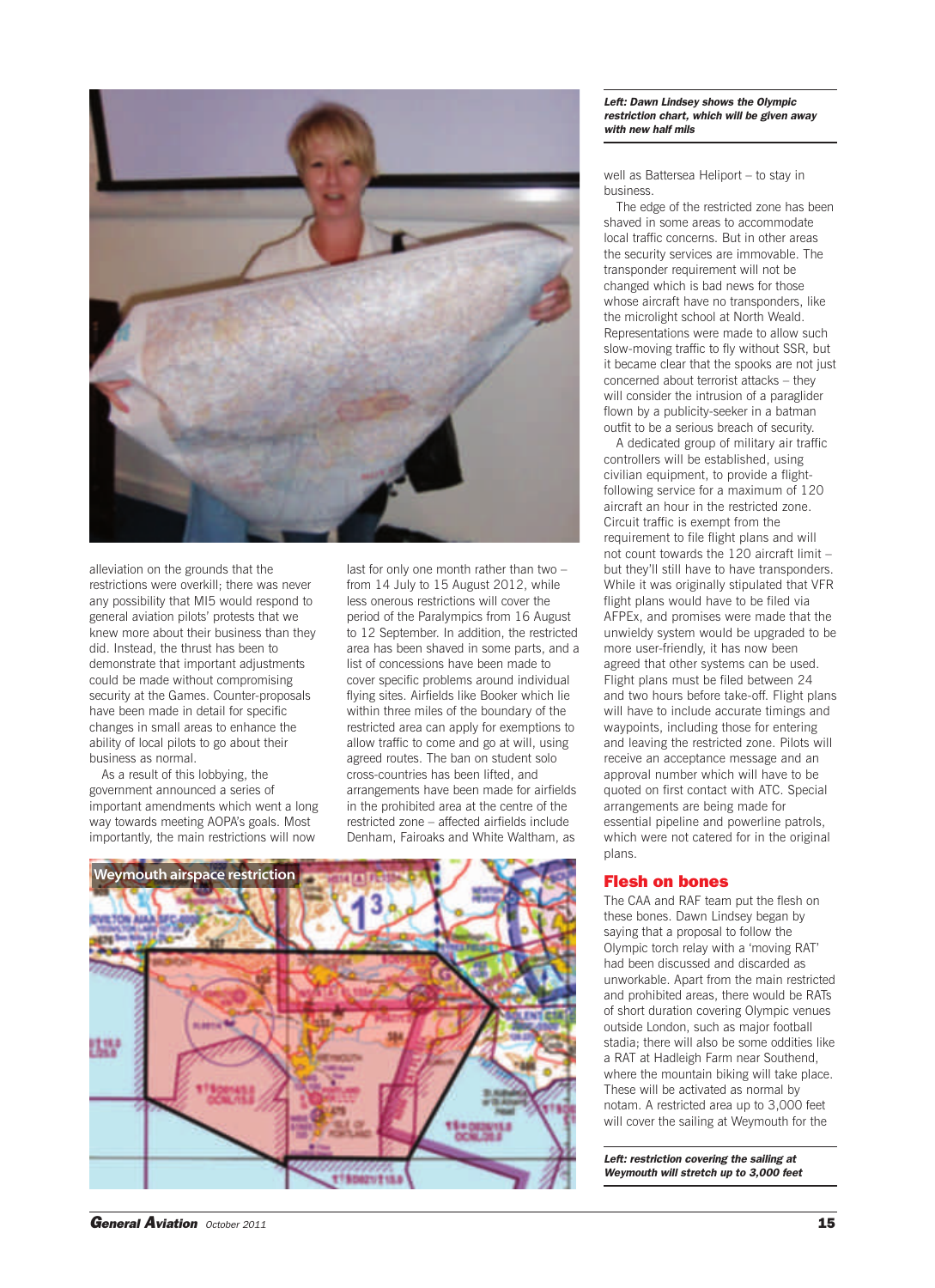alleviation on the grounds that the restrictions were overkill; there was never any possibility that MI5 would respond to general aviation pilots' protests that we knew more about their business than they did. Instead, the thrust has been to demonstrate that important adjustments could be made without compromising security at the Games. Counter-proposals have been made in detail for specific changes in small areas to enhance the ability of local pilots to go about their business as normal.

As a result of this lobbying, the government announced a series of important amendments which went a long way towards meeting AOPA's goals. Most importantly, the main restrictions will now last for only one month rather than two – from 14 July to 15 August 2012, while less onerous restrictions will cover the period of the Paralympics from 16 August to 12 September. In addition, the restricted area has been shaved in some parts, and a list of concessions have been made to cover specific problems around individual flying sites. Airfields like Booker which lie within three miles of the boundary of the restricted area can apply for exemptions to allow traffic to come and go at will, using agreed routes. The ban on student solo cross-countries has been lifted, and arrangements have been made for airfields in the prohibited area at the centre of the restricted zone – affected airfields include Denham, Fairoaks and White Waltham, as well as Battersea Heliport – to stay in business.

The edge of the restricted zone has been shaved in some areas to accommodate local traffic concerns. But in other areas the security services are immovable. The transponder requirement will not be changed which is bad news for those whose aircraft have no transponders, like the microlight school at North Weald. Representations were made to allow such slow-moving traffic to fly without SSR, but it became clear that the spooks are not just concerned about terrorist attacks – they will consider the intrusion of a paraglider flown by a publicity-seeker in a batman outfit to be a serious breach of security.

A dedicated group of military air traffic controllers will be established, using civilian equipment, to provide a flight-following service for a maximum of 120 aircraft an hour in the restricted zone. Circuit traffic is exempt from the requirement to file flight plans and will not count towards the 120 aircraft limit – but they'll still have to have transponders. While it was originally stipulated that VFR flight plans would have to be filed via AFPEx, and promises were made that the unwieldy system would be upgraded to be more user-friendly, it has now been agreed that other systems can be used. Flight plans must be filed between 24 and two hours before take-off. Flight plans will have to include accurate timings and waypoints, including those for entering and leaving the restricted zone. Pilots will receive an acceptance message and an approval number which will have to be quoted on first contact with ATC. Special arrangements are being made for essential pipeline and powerline patrols, which were not catered for in the original plans.

*Left: Dawn Lindsey shows the Olympic restriction chart, which will be given away with new half mils*

## Flesh on bones

The CAA and RAF team put the flesh on these bones. Dawn Lindsey began by saying that a proposal to follow the Olympic torch relay with a 'moving RAT' had been discussed and discarded as unworkable. Apart from the main restricted and prohibited areas, there would be RATs of short duration covering Olympic venues outside London, such as major football stadia; there will also be some oddities like a RAT at Hadleigh Farm near Southend, where the mountain biking will take place. These will be activated as normal by notam. A restricted area up to 3,000 feet will cover the sailing at Weymouth for the

Weymouth airspace restriction

*Left: restriction covering the sailing at Weymouth will stretch up to 3,000 feet*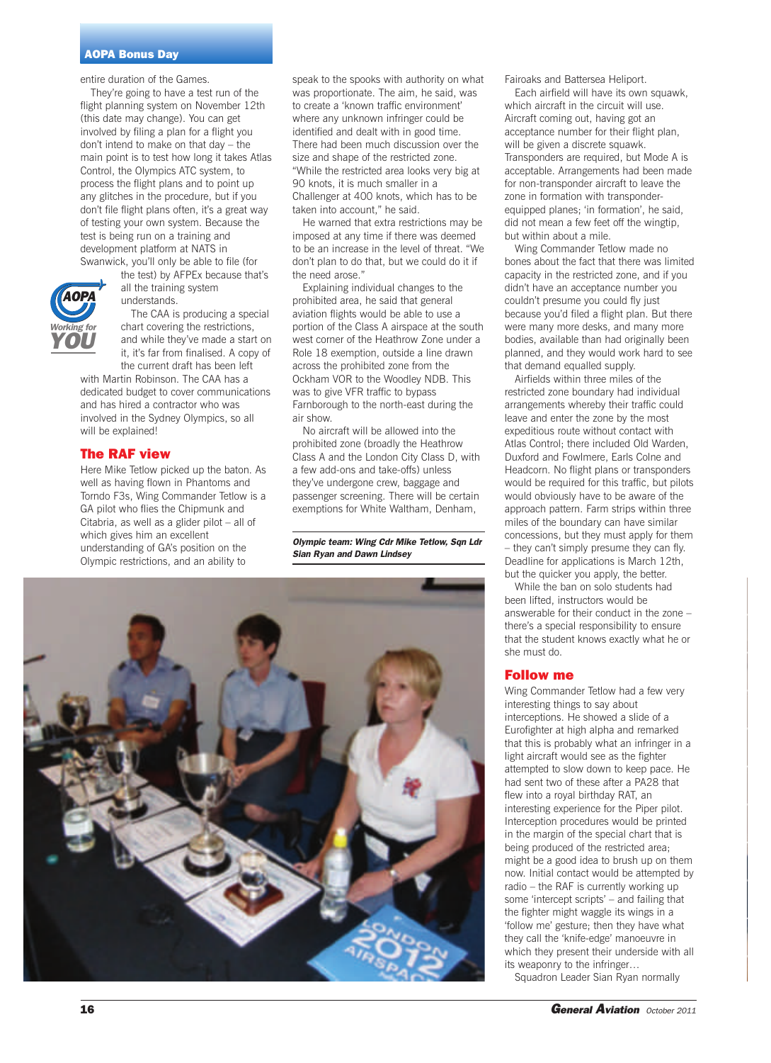entire duration of the Games.

They're going to have a test run of the flight planning system on November 12th (this date may change). You can get involved by filing a plan for a flight you don't intend to make on that day – the main point is to test how long it takes Atlas Control, the Olympics ATC system, to process the flight plans and to point up any glitches in the procedure, but if you don't file flight plans often, it's a great way of testing your own system. Because the test is being run on a training and development platform at NATS in Swanwick, you'll only be able to file (for the test) by AFPEx because that's all the training system understands.

The CAA is producing a special chart covering the restrictions, and while they've made a start on it, it's far from finalised. A copy of the current draft has been left with Martin Robinson. The CAA has a dedicated budget to cover communications and has hired a contractor who was involved in the Sydney Olympics, so all will be explained!

## The RAF view

Here Mike Tetlow picked up the baton. As well as having flown in Phantoms and Torndo F3s, Wing Commander Tetlow is a GA pilot who flies the Chipmunk and Citabria, as well as a glider pilot – all of which gives him an excellent understanding of GA's position on the Olympic restrictions, and an ability to speak to the spooks with authority on what was proportionate. The aim, he said, was to create a 'known traffic environment' where any unknown infringer could be identified and dealt with in good time. There had been much discussion over the size and shape of the restricted zone. "While the restricted area looks very big at 90 knots, it is much smaller in a Challenger at 400 knots, which has to be taken into account," he said.

He warned that extra restrictions may be imposed at any time if there was deemed to be an increase in the level of threat. "We don't plan to do that, but we could do it if the need arose."

Explaining individual changes to the prohibited area, he said that general aviation flights would be able to use a portion of the Class A airspace at the south west corner of the Heathrow Zone under a Role 18 exemption, outside a line drawn across the prohibited zone from the Ockham VOR to the Woodley NDB. This was to give VFR traffic to bypass Farnborough to the north-east during the air show.

No aircraft will be allowed into the prohibited zone (broadly the Heathrow Class A and the London City Class D, with a few add-ons and take-offs) unless they've undergone crew, baggage and passenger screening. There will be certain exemptions for White Waltham, Denham, Fairoaks and Battersea Heliport.

*Olympic team: Wing Cdr Mike Tetlow, Sqn Ldr Sian Ryan and Dawn Lindsey*

Each airfield will have its own squawk, which aircraft in the circuit will use. Aircraft coming out, having got an acceptance number for their flight plan, will be given a discrete squawk. Transponders are required, but Mode A is acceptable. Arrangements had been made for non-transponder aircraft to leave the zone in formation with transponder-equipped planes; 'in formation', he said, did not mean a few feet off the wingtip, but within about a mile.

Wing Commander Tetlow made no bones about the fact that there was limited capacity in the restricted zone, and if you didn't have an acceptance number you couldn't presume you could fly just because you'd filed a flight plan. But there were many more desks, and many more bodies, available than had originally been planned, and they would work hard to see that demand equalled supply.

Airfields within three miles of the restricted zone boundary had individual arrangements whereby their traffic could leave and enter the zone by the most expeditious route without contact with Atlas Control; there included Old Warden, Duxford and Fowlmere, Earls Colne and Headcorn. No flight plans or transponders would be required for this traffic, but pilots would obviously have to be aware of the approach pattern. Farm strips within three miles of the boundary can have similar concessions, but they must apply for them – they can't simply presume they can fly. Deadline for applications is March 12th, but the quicker you apply, the better.

While the ban on solo students had been lifted, instructors would be answerable for their conduct in the zone – there's a special responsibility to ensure that the student knows exactly what he or she must do.

## Follow me

Wing Commander Tetlow had a few very interesting things to say about interceptions. He showed a slide of a Eurofighter at high alpha and remarked that this is probably what an infringer in a light aircraft would see as the fighter attempted to slow down to keep pace. He had sent two of these after a PA28 that flew into a royal birthday RAT, an interesting experience for the Piper pilot. Interception procedures would be printed in the margin of the special chart that is being produced of the restricted area; might be a good idea to brush up on them now. Initial contact would be attempted by radio – the RAF is currently working up some 'intercept scripts' – and failing that the fighter might waggle its wings in a 'follow me' gesture; then they have what they call the 'knife-edge' manoeuvre in which they present their underside with all its weaponry to the infringer…

Squadron Leader Sian Ryan normally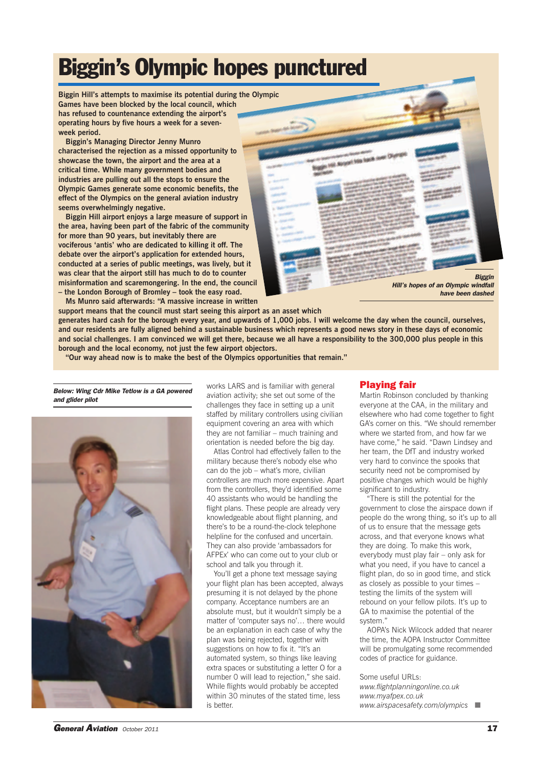# Biggin's Olympic hopes punctured

**Biggin Hill's attempts to maximise its potential during the Olympic Games have been blocked by the local council, which has refused to countenance extending the airport's operating hours by five hours a week for a seven-week period.**

**Biggin's Managing Director Jenny Munro characterised the rejection as a missed opportunity to showcase the town, the airport and the area at a critical time. While many government bodies and industries are pulling out all the stops to ensure the Olympic Games generate some economic benefits, the effect of the Olympics on the general aviation industry seems overwhelmingly negative.**

**Biggin Hill airport enjoys a large measure of support in the area, having been part of the fabric of the community for more than 90 years, but inevitably there are vociferous 'antis' who are dedicated to killing it off. The debate over the airport's application for extended hours, conducted at a series of public meetings, was lively, but it was clear that the airport still has much to do to counter misinformation and scaremongering. In the end, the council – the London Borough of Bromley – took the easy road.**

**Ms Munro said afterwards: "A massive increase in written support means that the council must start seeing this airport as an asset which generates hard cash for the borough every year, and upwards of 1,000 jobs. I will welcome the day when the council, ourselves, and our residents are fully aligned behind a sustainable business which represents a good news story in these days of economic and social challenges. I am convinced we will get there, because we all have a responsibility to the 300,000 plus people in this borough and the local economy, not just the few airport objectors.**

**"Our way ahead now is to make the best of the Olympics opportunities that remain."**

*Biggin Hill's hopes of an Olympic windfall have been dashed*

*Below: Wing Cdr Mike Tetlow is a GA powered and glider pilot*

works LARS and is familiar with general aviation activity; she set out some of the challenges they face in setting up a unit staffed by military controllers using civilian equipment covering an area with which they are not familiar – much training and orientation is needed before the big day.

Atlas Control had effectively fallen to the military because there's nobody else who can do the job – what's more, civilian controllers are much more expensive. Apart from the controllers, they'd identified some 40 assistants who would be handling the flight plans. These people are already very knowledgeable about flight planning, and there's to be a round-the-clock telephone helpline for the confused and uncertain. They can also provide 'ambassadors for AFPEx' who can come out to your club or school and talk you through it.

You'll get a phone text message saying your flight plan has been accepted, always presuming it is not delayed by the phone company. Acceptance numbers are an absolute must, but it wouldn't simply be a matter of 'computer says no'… there would be an explanation in each case of why the plan was being rejected, together with suggestions on how to fix it. "It's an automated system, so things like leaving extra spaces or substituting a letter O for a number 0 will lead to rejection," she said. While flights would probably be accepted within 30 minutes of the stated time, less is better.

## Playing fair

Martin Robinson concluded by thanking everyone at the CAA, in the military and elsewhere who had come together to fight GA's corner on this. "We should remember where we started from, and how far we have come," he said. "Dawn Lindsey and her team, the DfT and industry worked very hard to convince the spooks that security need not be compromised by positive changes which would be highly significant to industry.

"There is still the potential for the government to close the airspace down if people do the wrong thing, so it's up to all of us to ensure that the message gets across, and that everyone knows what they are doing. To make this work, everybody must play fair – only ask for what you need, if you have to cancel a flight plan, do so in good time, and stick as closely as possible to your times – testing the limits of the system will rebound on your fellow pilots. It's up to GA to maximise the potential of the system."

AOPA's Nick Wilcock added that nearer the time, the AOPA Instructor Committee will be promulgating some recommended codes of practice for guidance.

Some useful URLs:
*www.flightplanningonline.co.uk*
*www.myafpex.co.uk*
*www.airspacesafety.com/olympics* ■